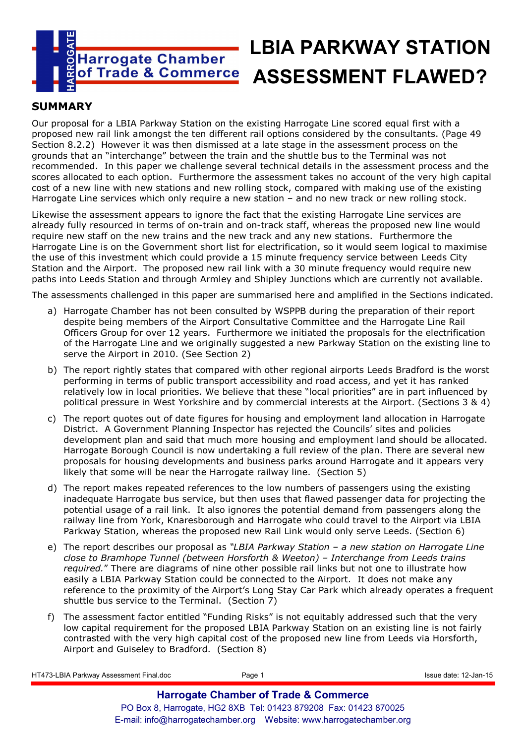Harrogate Chamber of Trade & Commerce

# LBIA PARKWAY STATION ASSESSMENT FLAWED?

## SUMMARY

Our proposal for a LBIA Parkway Station on the existing Harrogate Line scored equal first with a proposed new rail link amongst the ten different rail options considered by the consultants. (Page 49 Section 8.2.2) However it was then dismissed at a late stage in the assessment process on the grounds that an "interchange" between the train and the shuttle bus to the Terminal was not recommended. In this paper we challenge several technical details in the assessment process and the scores allocated to each option. Furthermore the assessment takes no account of the very high capital cost of a new line with new stations and new rolling stock, compared with making use of the existing Harrogate Line services which only require a new station – and no new track or new rolling stock.

Likewise the assessment appears to ignore the fact that the existing Harrogate Line services are already fully resourced in terms of on-train and on-track staff, whereas the proposed new line would require new staff on the new trains and the new track and any new stations. Furthermore the Harrogate Line is on the Government short list for electrification, so it would seem logical to maximise the use of this investment which could provide a 15 minute frequency service between Leeds City Station and the Airport. The proposed new rail link with a 30 minute frequency would require new paths into Leeds Station and through Armley and Shipley Junctions which are currently not available.

The assessments challenged in this paper are summarised here and amplified in the Sections indicated.

a) Harrogate Chamber has not been consulted by WSPPB during the preparation of their report despite being members of the Airport Consultative Committee and the Harrogate Line Rail Officers Group for over 12 years. Furthermore we initiated the proposals for the electrification of the Harrogate Line and we originally suggested a new Parkway Station on the existing line to serve the Airport in 2010. (See Section 2)

b) The report rightly states that compared with other regional airports Leeds Bradford is the worst performing in terms of public transport accessibility and road access, and yet it has ranked relatively low in local priorities. We believe that these "local priorities" are in part influenced by political pressure in West Yorkshire and by commercial interests at the Airport. (Sections 3 & 4)

c) The report quotes out of date figures for housing and employment land allocation in Harrogate District. A Government Planning Inspector has rejected the Councils' sites and policies development plan and said that much more housing and employment land should be allocated. Harrogate Borough Council is now undertaking a full review of the plan. There are several new proposals for housing developments and business parks around Harrogate and it appears very likely that some will be near the Harrogate railway line. (Section 5)

d) The report makes repeated references to the low numbers of passengers using the existing inadequate Harrogate bus service, but then uses that flawed passenger data for projecting the potential usage of a rail link. It also ignores the potential demand from passengers along the railway line from York, Knaresborough and Harrogate who could travel to the Airport via LBIA Parkway Station, whereas the proposed new Rail Link would only serve Leeds. (Section 6)

e) The report describes our proposal as *"LBIA Parkway Station – a new station on Harrogate Line close to Bramhope Tunnel (between Horsforth & Weeton) – Interchange from Leeds trains required."* There are diagrams of nine other possible rail links but not one to illustrate how easily a LBIA Parkway Station could be connected to the Airport. It does not make any reference to the proximity of the Airport's Long Stay Car Park which already operates a frequent shuttle bus service to the Terminal. (Section 7)

f) The assessment factor entitled "Funding Risks" is not equitably addressed such that the very low capital requirement for the proposed LBIA Parkway Station on an existing line is not fairly contrasted with the very high capital cost of the proposed new line from Leeds via Horsforth, Airport and Guiseley to Bradford. (Section 8)

HT473-LBIA Parkway Assessment Final.doc — Issue date: 12-Jan-15

**Harrogate Chamber of Trade & Commerce**
PO Box 8, Harrogate, HG2 8XB Tel: 01423 879208 Fax: 01423 870025
E-mail: info@harrogatechamber.org Website: www.harrogatechamber.org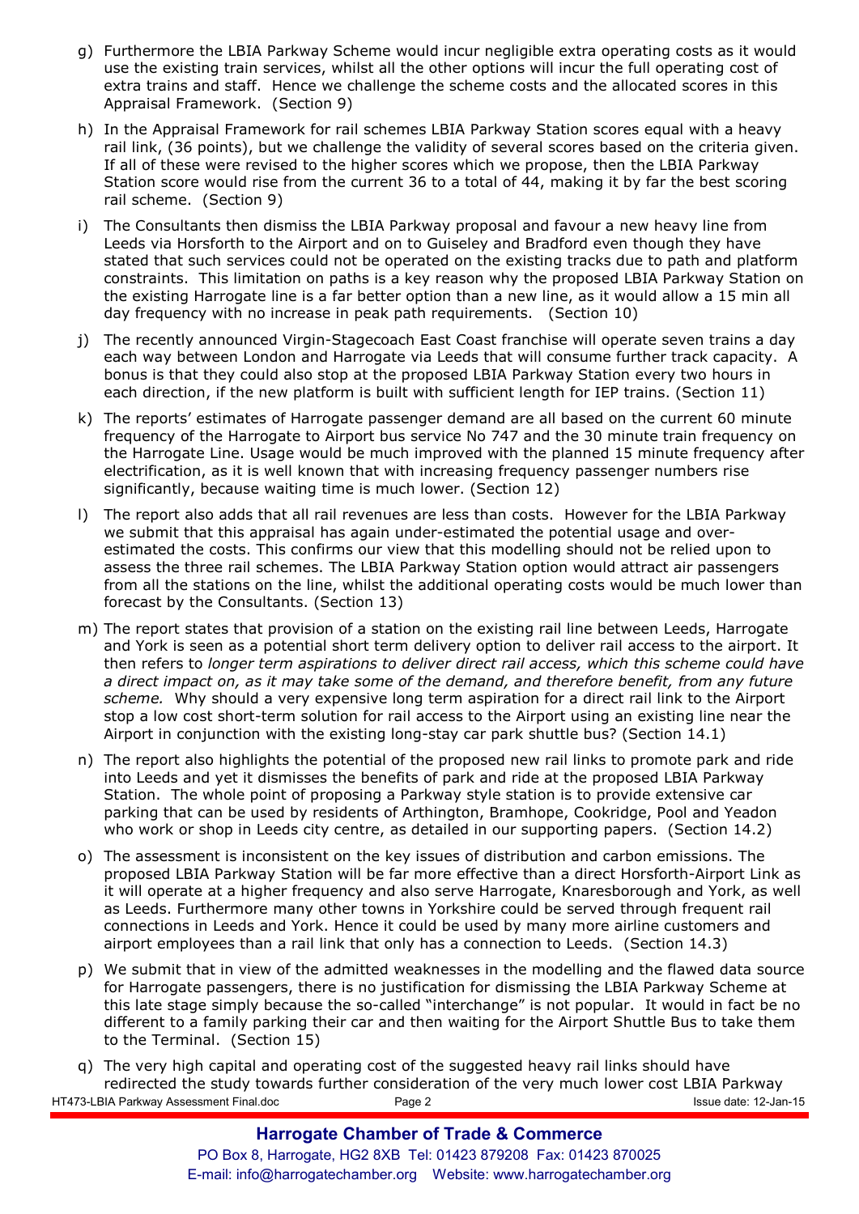g) Furthermore the LBIA Parkway Scheme would incur negligible extra operating costs as it would use the existing train services, whilst all the other options will incur the full operating cost of extra trains and staff. Hence we challenge the scheme costs and the allocated scores in this Appraisal Framework. (Section 9)

h) In the Appraisal Framework for rail schemes LBIA Parkway Station scores equal with a heavy rail link, (36 points), but we challenge the validity of several scores based on the criteria given. If all of these were revised to the higher scores which we propose, then the LBIA Parkway Station score would rise from the current 36 to a total of 44, making it by far the best scoring rail scheme. (Section 9)

i) The Consultants then dismiss the LBIA Parkway proposal and favour a new heavy line from Leeds via Horsforth to the Airport and on to Guiseley and Bradford even though they have stated that such services could not be operated on the existing tracks due to path and platform constraints. This limitation on paths is a key reason why the proposed LBIA Parkway Station on the existing Harrogate line is a far better option than a new line, as it would allow a 15 min all day frequency with no increase in peak path requirements. (Section 10)

j) The recently announced Virgin-Stagecoach East Coast franchise will operate seven trains a day each way between London and Harrogate via Leeds that will consume further track capacity. A bonus is that they could also stop at the proposed LBIA Parkway Station every two hours in each direction, if the new platform is built with sufficient length for IEP trains. (Section 11)

k) The reports' estimates of Harrogate passenger demand are all based on the current 60 minute frequency of the Harrogate to Airport bus service No 747 and the 30 minute train frequency on the Harrogate Line. Usage would be much improved with the planned 15 minute frequency after electrification, as it is well known that with increasing frequency passenger numbers rise significantly, because waiting time is much lower. (Section 12)

l) The report also adds that all rail revenues are less than costs. However for the LBIA Parkway we submit that this appraisal has again under-estimated the potential usage and over-estimated the costs. This confirms our view that this modelling should not be relied upon to assess the three rail schemes. The LBIA Parkway Station option would attract air passengers from all the stations on the line, whilst the additional operating costs would be much lower than forecast by the Consultants. (Section 13)

m) The report states that provision of a station on the existing rail line between Leeds, Harrogate and York is seen as a potential short term delivery option to deliver rail access to the airport. It then refers to *longer term aspirations to deliver direct rail access, which this scheme could have a direct impact on, as it may take some of the demand, and therefore benefit, from any future scheme.* Why should a very expensive long term aspiration for a direct rail link to the Airport stop a low cost short-term solution for rail access to the Airport using an existing line near the Airport in conjunction with the existing long-stay car park shuttle bus? (Section 14.1)

n) The report also highlights the potential of the proposed new rail links to promote park and ride into Leeds and yet it dismisses the benefits of park and ride at the proposed LBIA Parkway Station. The whole point of proposing a Parkway style station is to provide extensive car parking that can be used by residents of Arthington, Bramhope, Cookridge, Pool and Yeadon who work or shop in Leeds city centre, as detailed in our supporting papers. (Section 14.2)

o) The assessment is inconsistent on the key issues of distribution and carbon emissions. The proposed LBIA Parkway Station will be far more effective than a direct Horsforth-Airport Link as it will operate at a higher frequency and also serve Harrogate, Knaresborough and York, as well as Leeds. Furthermore many other towns in Yorkshire could be served through frequent rail connections in Leeds and York. Hence it could be used by many more airline customers and airport employees than a rail link that only has a connection to Leeds. (Section 14.3)

p) We submit that in view of the admitted weaknesses in the modelling and the flawed data source for Harrogate passengers, there is no justification for dismissing the LBIA Parkway Scheme at this late stage simply because the so-called "interchange" is not popular. It would in fact be no different to a family parking their car and then waiting for the Airport Shuttle Bus to take them to the Terminal. (Section 15)

q) The very high capital and operating cost of the suggested heavy rail links should have redirected the study towards further consideration of the very much lower cost LBIA Parkway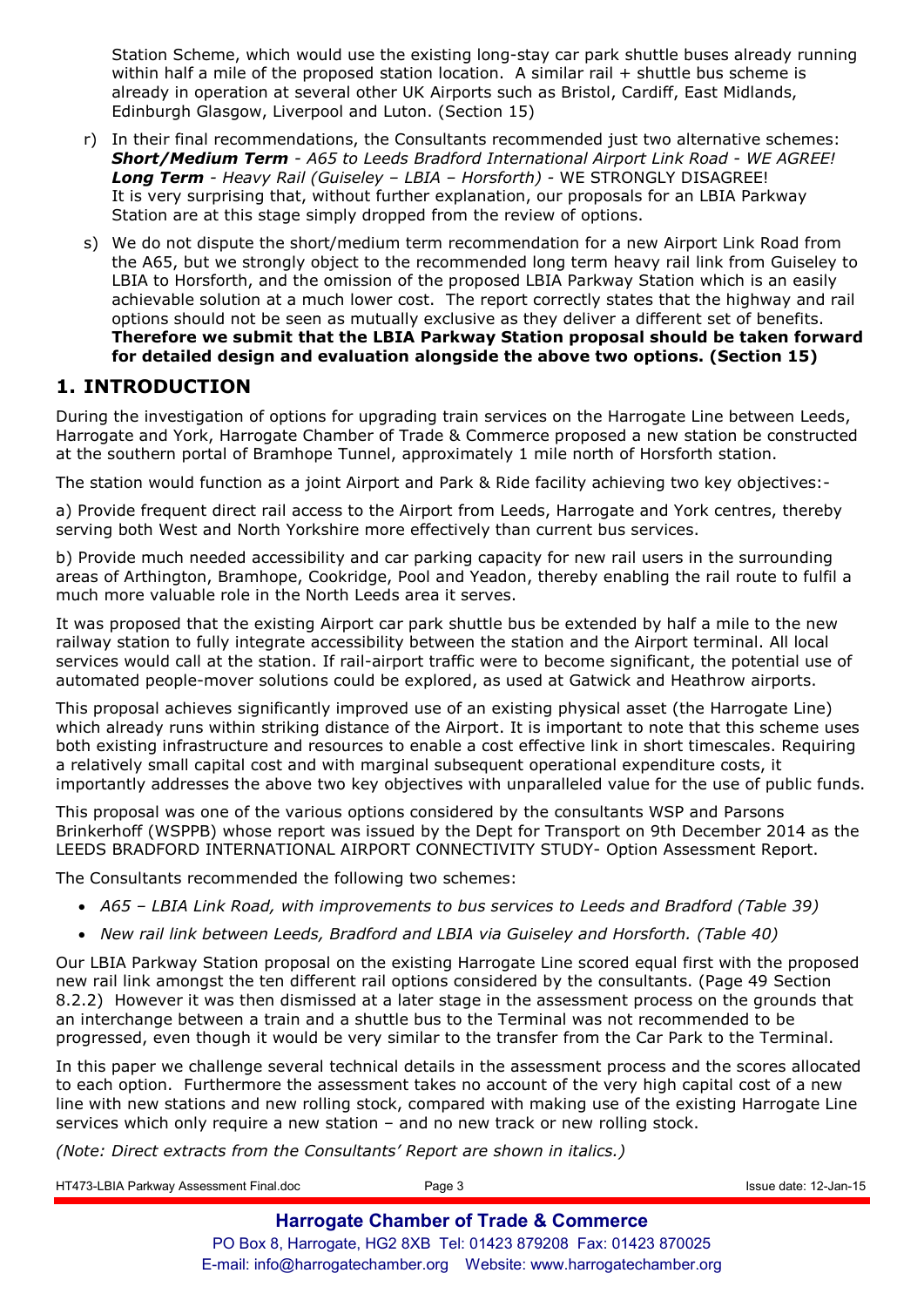Station Scheme, which would use the existing long-stay car park shuttle buses already running within half a mile of the proposed station location. A similar rail + shuttle bus scheme is already in operation at several other UK Airports such as Bristol, Cardiff, East Midlands, Edinburgh Glasgow, Liverpool and Luton. (Section 15)

r) In their final recommendations, the Consultants recommended just two alternative schemes:
***Short/Medium Term*** *- A65 to Leeds Bradford International Airport Link Road - WE AGREE!*
***Long Term*** *- Heavy Rail (Guiseley – LBIA – Horsforth)* - WE STRONGLY DISAGREE!
It is very surprising that, without further explanation, our proposals for an LBIA Parkway Station are at this stage simply dropped from the review of options.

s) We do not dispute the short/medium term recommendation for a new Airport Link Road from the A65, but we strongly object to the recommended long term heavy rail link from Guiseley to LBIA to Horsforth, and the omission of the proposed LBIA Parkway Station which is an easily achievable solution at a much lower cost. The report correctly states that the highway and rail options should not be seen as mutually exclusive as they deliver a different set of benefits. **Therefore we submit that the LBIA Parkway Station proposal should be taken forward for detailed design and evaluation alongside the above two options. (Section 15)**

## 1. INTRODUCTION

During the investigation of options for upgrading train services on the Harrogate Line between Leeds, Harrogate and York, Harrogate Chamber of Trade & Commerce proposed a new station be constructed at the southern portal of Bramhope Tunnel, approximately 1 mile north of Horsforth station.

The station would function as a joint Airport and Park & Ride facility achieving two key objectives:-

a) Provide frequent direct rail access to the Airport from Leeds, Harrogate and York centres, thereby serving both West and North Yorkshire more effectively than current bus services.

b) Provide much needed accessibility and car parking capacity for new rail users in the surrounding areas of Arthington, Bramhope, Cookridge, Pool and Yeadon, thereby enabling the rail route to fulfil a much more valuable role in the North Leeds area it serves.

It was proposed that the existing Airport car park shuttle bus be extended by half a mile to the new railway station to fully integrate accessibility between the station and the Airport terminal. All local services would call at the station. If rail-airport traffic were to become significant, the potential use of automated people-mover solutions could be explored, as used at Gatwick and Heathrow airports.

This proposal achieves significantly improved use of an existing physical asset (the Harrogate Line) which already runs within striking distance of the Airport. It is important to note that this scheme uses both existing infrastructure and resources to enable a cost effective link in short timescales. Requiring a relatively small capital cost and with marginal subsequent operational expenditure costs, it importantly addresses the above two key objectives with unparalleled value for the use of public funds.

This proposal was one of the various options considered by the consultants WSP and Parsons Brinkerhoff (WSPPB) whose report was issued by the Dept for Transport on 9th December 2014 as the LEEDS BRADFORD INTERNATIONAL AIRPORT CONNECTIVITY STUDY- Option Assessment Report.

The Consultants recommended the following two schemes:

- *A65 – LBIA Link Road, with improvements to bus services to Leeds and Bradford (Table 39)*
- *New rail link between Leeds, Bradford and LBIA via Guiseley and Horsforth. (Table 40)*

Our LBIA Parkway Station proposal on the existing Harrogate Line scored equal first with the proposed new rail link amongst the ten different rail options considered by the consultants. (Page 49 Section 8.2.2) However it was then dismissed at a later stage in the assessment process on the grounds that an interchange between a train and a shuttle bus to the Terminal was not recommended to be progressed, even though it would be very similar to the transfer from the Car Park to the Terminal.

In this paper we challenge several technical details in the assessment process and the scores allocated to each option. Furthermore the assessment takes no account of the very high capital cost of a new line with new stations and new rolling stock, compared with making use of the existing Harrogate Line services which only require a new station – and no new track or new rolling stock.

*(Note: Direct extracts from the Consultants' Report are shown in italics.)*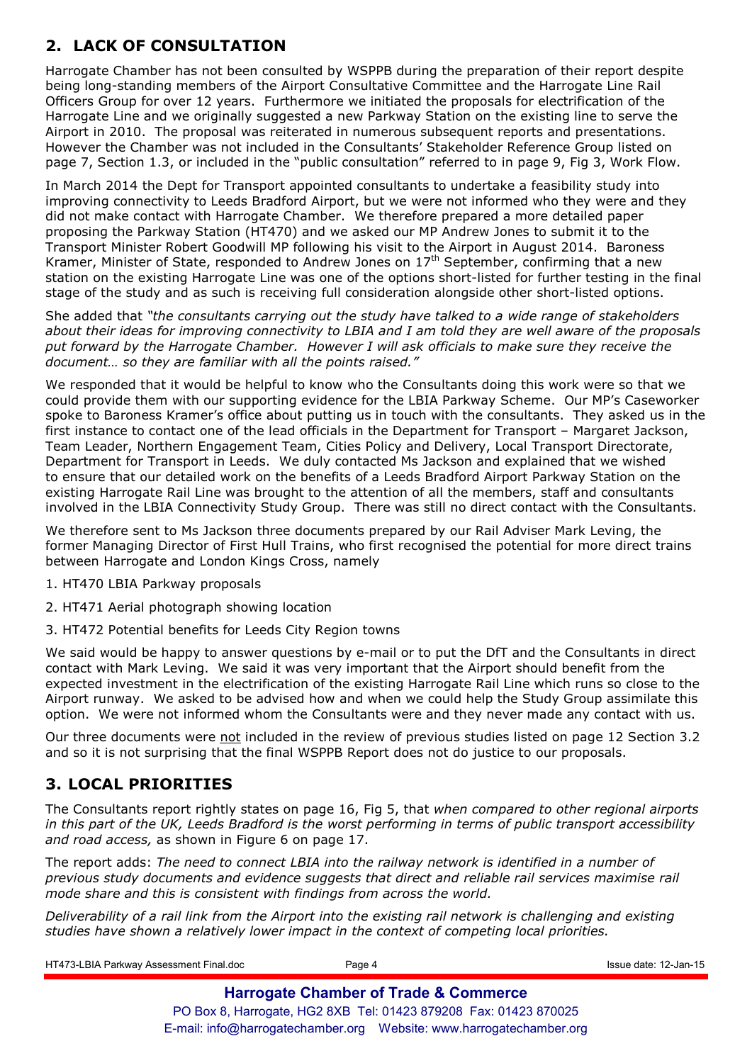## 2. LACK OF CONSULTATION

Harrogate Chamber has not been consulted by WSPPB during the preparation of their report despite being long-standing members of the Airport Consultative Committee and the Harrogate Line Rail Officers Group for over 12 years. Furthermore we initiated the proposals for electrification of the Harrogate Line and we originally suggested a new Parkway Station on the existing line to serve the Airport in 2010. The proposal was reiterated in numerous subsequent reports and presentations. However the Chamber was not included in the Consultants' Stakeholder Reference Group listed on page 7, Section 1.3, or included in the "public consultation" referred to in page 9, Fig 3, Work Flow.

In March 2014 the Dept for Transport appointed consultants to undertake a feasibility study into improving connectivity to Leeds Bradford Airport, but we were not informed who they were and they did not make contact with Harrogate Chamber. We therefore prepared a more detailed paper proposing the Parkway Station (HT470) and we asked our MP Andrew Jones to submit it to the Transport Minister Robert Goodwill MP following his visit to the Airport in August 2014. Baroness Kramer, Minister of State, responded to Andrew Jones on 17th September, confirming that a new station on the existing Harrogate Line was one of the options short-listed for further testing in the final stage of the study and as such is receiving full consideration alongside other short-listed options.

She added that *"the consultants carrying out the study have talked to a wide range of stakeholders about their ideas for improving connectivity to LBIA and I am told they are well aware of the proposals put forward by the Harrogate Chamber. However I will ask officials to make sure they receive the document… so they are familiar with all the points raised."*

We responded that it would be helpful to know who the Consultants doing this work were so that we could provide them with our supporting evidence for the LBIA Parkway Scheme. Our MP's Caseworker spoke to Baroness Kramer's office about putting us in touch with the consultants. They asked us in the first instance to contact one of the lead officials in the Department for Transport – Margaret Jackson, Team Leader, Northern Engagement Team, Cities Policy and Delivery, Local Transport Directorate, Department for Transport in Leeds. We duly contacted Ms Jackson and explained that we wished to ensure that our detailed work on the benefits of a Leeds Bradford Airport Parkway Station on the existing Harrogate Rail Line was brought to the attention of all the members, staff and consultants involved in the LBIA Connectivity Study Group. There was still no direct contact with the Consultants.

We therefore sent to Ms Jackson three documents prepared by our Rail Adviser Mark Leving, the former Managing Director of First Hull Trains, who first recognised the potential for more direct trains between Harrogate and London Kings Cross, namely

1. HT470 LBIA Parkway proposals
2. HT471 Aerial photograph showing location
3. HT472 Potential benefits for Leeds City Region towns

We said would be happy to answer questions by e-mail or to put the DfT and the Consultants in direct contact with Mark Leving. We said it was very important that the Airport should benefit from the expected investment in the electrification of the existing Harrogate Rail Line which runs so close to the Airport runway. We asked to be advised how and when we could help the Study Group assimilate this option. We were not informed whom the Consultants were and they never made any contact with us.

Our three documents were <u>not</u> included in the review of previous studies listed on page 12 Section 3.2 and so it is not surprising that the final WSPPB Report does not do justice to our proposals.

## 3. LOCAL PRIORITIES

The Consultants report rightly states on page 16, Fig 5, that *when compared to other regional airports in this part of the UK, Leeds Bradford is the worst performing in terms of public transport accessibility and road access,* as shown in Figure 6 on page 17.

The report adds: *The need to connect LBIA into the railway network is identified in a number of previous study documents and evidence suggests that direct and reliable rail services maximise rail mode share and this is consistent with findings from across the world.*

*Deliverability of a rail link from the Airport into the existing rail network is challenging and existing studies have shown a relatively lower impact in the context of competing local priorities.*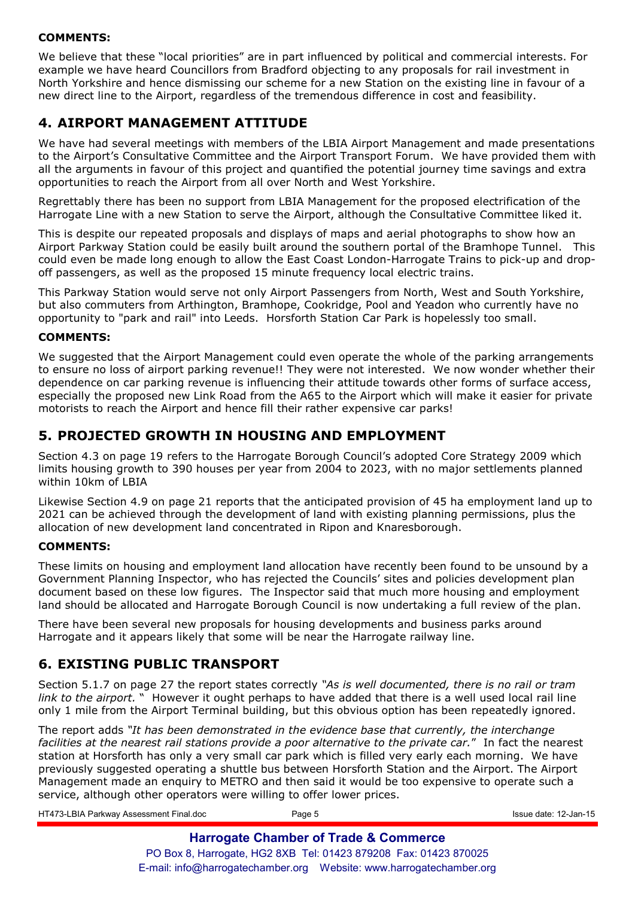**COMMENTS:**

We believe that these "local priorities" are in part influenced by political and commercial interests. For example we have heard Councillors from Bradford objecting to any proposals for rail investment in North Yorkshire and hence dismissing our scheme for a new Station on the existing line in favour of a new direct line to the Airport, regardless of the tremendous difference in cost and feasibility.

## 4. AIRPORT MANAGEMENT ATTITUDE

We have had several meetings with members of the LBIA Airport Management and made presentations to the Airport's Consultative Committee and the Airport Transport Forum. We have provided them with all the arguments in favour of this project and quantified the potential journey time savings and extra opportunities to reach the Airport from all over North and West Yorkshire.

Regrettably there has been no support from LBIA Management for the proposed electrification of the Harrogate Line with a new Station to serve the Airport, although the Consultative Committee liked it.

This is despite our repeated proposals and displays of maps and aerial photographs to show how an Airport Parkway Station could be easily built around the southern portal of the Bramhope Tunnel. This could even be made long enough to allow the East Coast London-Harrogate Trains to pick-up and drop-off passengers, as well as the proposed 15 minute frequency local electric trains.

This Parkway Station would serve not only Airport Passengers from North, West and South Yorkshire, but also commuters from Arthington, Bramhope, Cookridge, Pool and Yeadon who currently have no opportunity to "park and rail" into Leeds. Horsforth Station Car Park is hopelessly too small.

**COMMENTS:**

We suggested that the Airport Management could even operate the whole of the parking arrangements to ensure no loss of airport parking revenue!! They were not interested. We now wonder whether their dependence on car parking revenue is influencing their attitude towards other forms of surface access, especially the proposed new Link Road from the A65 to the Airport which will make it easier for private motorists to reach the Airport and hence fill their rather expensive car parks!

## 5. PROJECTED GROWTH IN HOUSING AND EMPLOYMENT

Section 4.3 on page 19 refers to the Harrogate Borough Council's adopted Core Strategy 2009 which limits housing growth to 390 houses per year from 2004 to 2023, with no major settlements planned within 10km of LBIA

Likewise Section 4.9 on page 21 reports that the anticipated provision of 45 ha employment land up to 2021 can be achieved through the development of land with existing planning permissions, plus the allocation of new development land concentrated in Ripon and Knaresborough.

**COMMENTS:**

These limits on housing and employment land allocation have recently been found to be unsound by a Government Planning Inspector, who has rejected the Councils' sites and policies development plan document based on these low figures. The Inspector said that much more housing and employment land should be allocated and Harrogate Borough Council is now undertaking a full review of the plan.

There have been several new proposals for housing developments and business parks around Harrogate and it appears likely that some will be near the Harrogate railway line.

## 6. EXISTING PUBLIC TRANSPORT

Section 5.1.7 on page 27 the report states correctly *"As is well documented, there is no rail or tram link to the airport."* However it ought perhaps to have added that there is a well used local rail line only 1 mile from the Airport Terminal building, but this obvious option has been repeatedly ignored.

The report adds *"It has been demonstrated in the evidence base that currently, the interchange facilities at the nearest rail stations provide a poor alternative to the private car."* In fact the nearest station at Horsforth has only a very small car park which is filled very early each morning. We have previously suggested operating a shuttle bus between Horsforth Station and the Airport. The Airport Management made an enquiry to METRO and then said it would be too expensive to operate such a service, although other operators were willing to offer lower prices.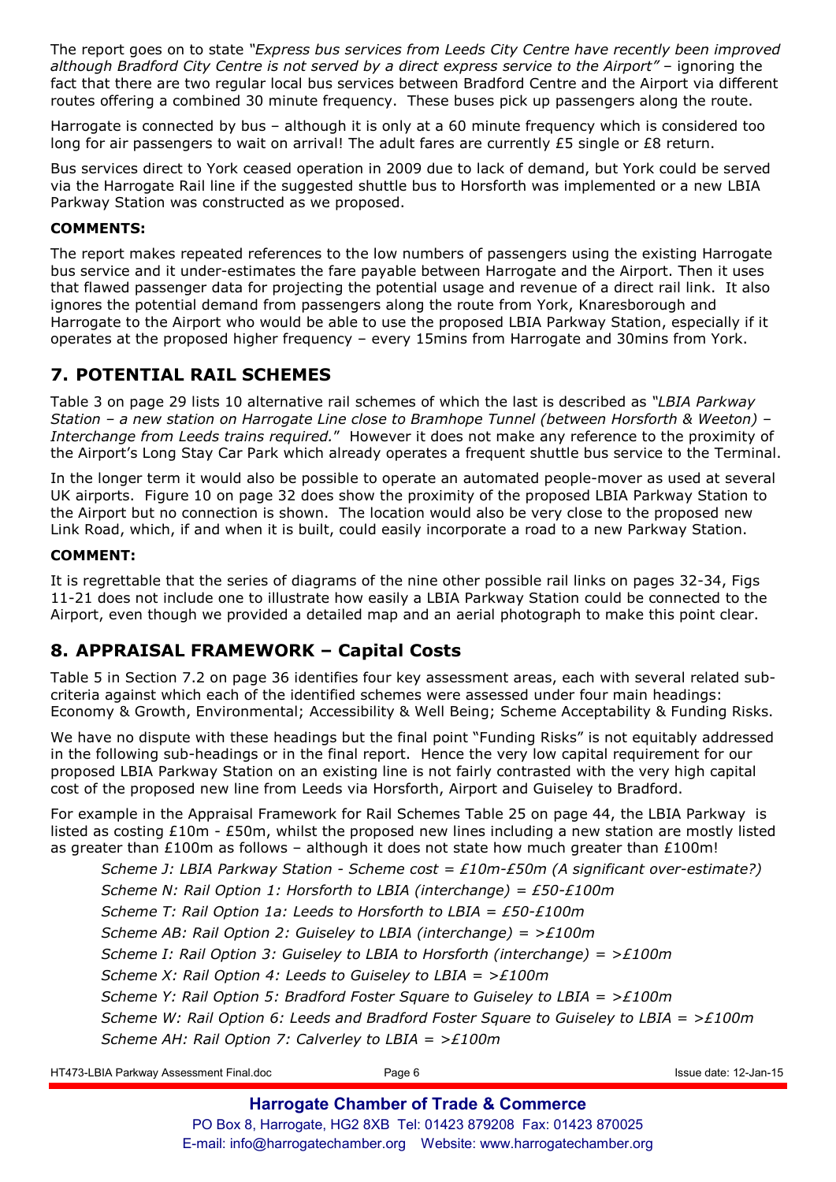The report goes on to state *"Express bus services from Leeds City Centre have recently been improved although Bradford City Centre is not served by a direct express service to the Airport"* – ignoring the fact that there are two regular local bus services between Bradford Centre and the Airport via different routes offering a combined 30 minute frequency. These buses pick up passengers along the route.

Harrogate is connected by bus – although it is only at a 60 minute frequency which is considered too long for air passengers to wait on arrival! The adult fares are currently £5 single or £8 return.

Bus services direct to York ceased operation in 2009 due to lack of demand, but York could be served via the Harrogate Rail line if the suggested shuttle bus to Horsforth was implemented or a new LBIA Parkway Station was constructed as we proposed.

**COMMENTS:**

The report makes repeated references to the low numbers of passengers using the existing Harrogate bus service and it under-estimates the fare payable between Harrogate and the Airport. Then it uses that flawed passenger data for projecting the potential usage and revenue of a direct rail link. It also ignores the potential demand from passengers along the route from York, Knaresborough and Harrogate to the Airport who would be able to use the proposed LBIA Parkway Station, especially if it operates at the proposed higher frequency – every 15mins from Harrogate and 30mins from York.

## 7. POTENTIAL RAIL SCHEMES

Table 3 on page 29 lists 10 alternative rail schemes of which the last is described as *"LBIA Parkway Station – a new station on Harrogate Line close to Bramhope Tunnel (between Horsforth & Weeton) – Interchange from Leeds trains required."* However it does not make any reference to the proximity of the Airport's Long Stay Car Park which already operates a frequent shuttle bus service to the Terminal.

In the longer term it would also be possible to operate an automated people-mover as used at several UK airports. Figure 10 on page 32 does show the proximity of the proposed LBIA Parkway Station to the Airport but no connection is shown. The location would also be very close to the proposed new Link Road, which, if and when it is built, could easily incorporate a road to a new Parkway Station.

**COMMENT:**

It is regrettable that the series of diagrams of the nine other possible rail links on pages 32-34, Figs 11-21 does not include one to illustrate how easily a LBIA Parkway Station could be connected to the Airport, even though we provided a detailed map and an aerial photograph to make this point clear.

## 8. APPRAISAL FRAMEWORK – Capital Costs

Table 5 in Section 7.2 on page 36 identifies four key assessment areas, each with several related sub-criteria against which each of the identified schemes were assessed under four main headings: Economy & Growth, Environmental; Accessibility & Well Being; Scheme Acceptability & Funding Risks.

We have no dispute with these headings but the final point "Funding Risks" is not equitably addressed in the following sub-headings or in the final report. Hence the very low capital requirement for our proposed LBIA Parkway Station on an existing line is not fairly contrasted with the very high capital cost of the proposed new line from Leeds via Horsforth, Airport and Guiseley to Bradford.

For example in the Appraisal Framework for Rail Schemes Table 25 on page 44, the LBIA Parkway is listed as costing £10m - £50m, whilst the proposed new lines including a new station are mostly listed as greater than £100m as follows – although it does not state how much greater than £100m!

*Scheme J: LBIA Parkway Station - Scheme cost = £10m-£50m (A significant over-estimate?)*
*Scheme N: Rail Option 1: Horsforth to LBIA (interchange) = £50-£100m*
*Scheme T: Rail Option 1a: Leeds to Horsforth to LBIA = £50-£100m*
*Scheme AB: Rail Option 2: Guiseley to LBIA (interchange) = >£100m*
*Scheme I: Rail Option 3: Guiseley to LBIA to Horsforth (interchange) = >£100m*
*Scheme X: Rail Option 4: Leeds to Guiseley to LBIA = >£100m*
*Scheme Y: Rail Option 5: Bradford Foster Square to Guiseley to LBIA = >£100m*
*Scheme W: Rail Option 6: Leeds and Bradford Foster Square to Guiseley to LBIA = >£100m*
*Scheme AH: Rail Option 7: Calverley to LBIA = >£100m*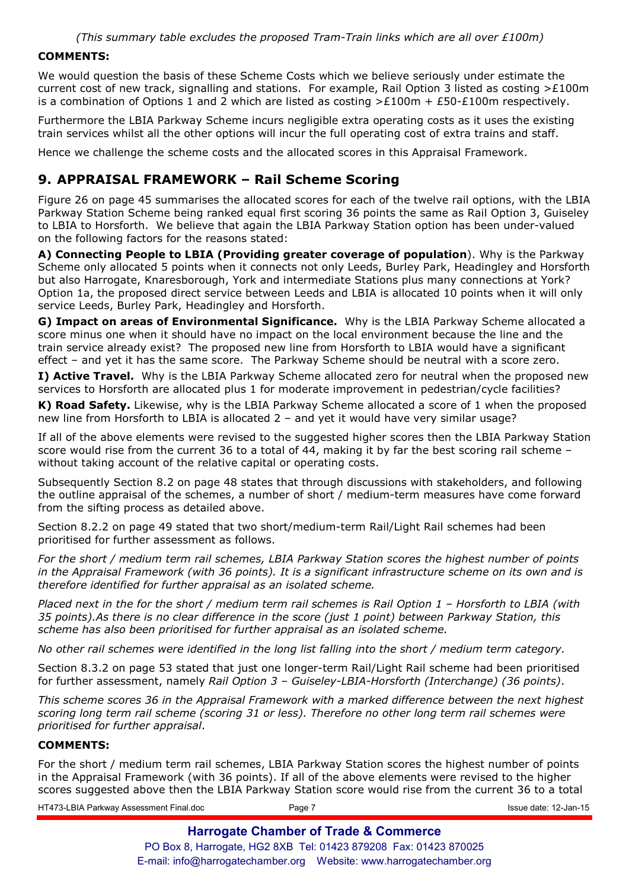*(This summary table excludes the proposed Tram-Train links which are all over £100m)*

**COMMENTS:**

We would question the basis of these Scheme Costs which we believe seriously under estimate the current cost of new track, signalling and stations. For example, Rail Option 3 listed as costing >£100m is a combination of Options 1 and 2 which are listed as costing >£100m + £50-£100m respectively.

Furthermore the LBIA Parkway Scheme incurs negligible extra operating costs as it uses the existing train services whilst all the other options will incur the full operating cost of extra trains and staff.

Hence we challenge the scheme costs and the allocated scores in this Appraisal Framework.

## 9. APPRAISAL FRAMEWORK – Rail Scheme Scoring

Figure 26 on page 45 summarises the allocated scores for each of the twelve rail options, with the LBIA Parkway Station Scheme being ranked equal first scoring 36 points the same as Rail Option 3, Guiseley to LBIA to Horsforth. We believe that again the LBIA Parkway Station option has been under-valued on the following factors for the reasons stated:

**A) Connecting People to LBIA (Providing greater coverage of population**). Why is the Parkway Scheme only allocated 5 points when it connects not only Leeds, Burley Park, Headingley and Horsforth but also Harrogate, Knaresborough, York and intermediate Stations plus many connections at York? Option 1a, the proposed direct service between Leeds and LBIA is allocated 10 points when it will only service Leeds, Burley Park, Headingley and Horsforth.

**G) Impact on areas of Environmental Significance.** Why is the LBIA Parkway Scheme allocated a score minus one when it should have no impact on the local environment because the line and the train service already exist? The proposed new line from Horsforth to LBIA would have a significant effect – and yet it has the same score. The Parkway Scheme should be neutral with a score zero.

**I) Active Travel.** Why is the LBIA Parkway Scheme allocated zero for neutral when the proposed new services to Horsforth are allocated plus 1 for moderate improvement in pedestrian/cycle facilities?

**K) Road Safety.** Likewise, why is the LBIA Parkway Scheme allocated a score of 1 when the proposed new line from Horsforth to LBIA is allocated 2 – and yet it would have very similar usage?

If all of the above elements were revised to the suggested higher scores then the LBIA Parkway Station score would rise from the current 36 to a total of 44, making it by far the best scoring rail scheme – without taking account of the relative capital or operating costs.

Subsequently Section 8.2 on page 48 states that through discussions with stakeholders, and following the outline appraisal of the schemes, a number of short / medium-term measures have come forward from the sifting process as detailed above.

Section 8.2.2 on page 49 stated that two short/medium-term Rail/Light Rail schemes had been prioritised for further assessment as follows.

*For the short / medium term rail schemes, LBIA Parkway Station scores the highest number of points in the Appraisal Framework (with 36 points). It is a significant infrastructure scheme on its own and is therefore identified for further appraisal as an isolated scheme.*

*Placed next in the for the short / medium term rail schemes is Rail Option 1 – Horsforth to LBIA (with 35 points).As there is no clear difference in the score (just 1 point) between Parkway Station, this scheme has also been prioritised for further appraisal as an isolated scheme.*

*No other rail schemes were identified in the long list falling into the short / medium term category.*

Section 8.3.2 on page 53 stated that just one longer-term Rail/Light Rail scheme had been prioritised for further assessment, namely *Rail Option 3 – Guiseley-LBIA-Horsforth (Interchange) (36 points)*.

*This scheme scores 36 in the Appraisal Framework with a marked difference between the next highest scoring long term rail scheme (scoring 31 or less). Therefore no other long term rail schemes were prioritised for further appraisal*.

**COMMENTS:**

For the short / medium term rail schemes, LBIA Parkway Station scores the highest number of points in the Appraisal Framework (with 36 points). If all of the above elements were revised to the higher scores suggested above then the LBIA Parkway Station score would rise from the current 36 to a total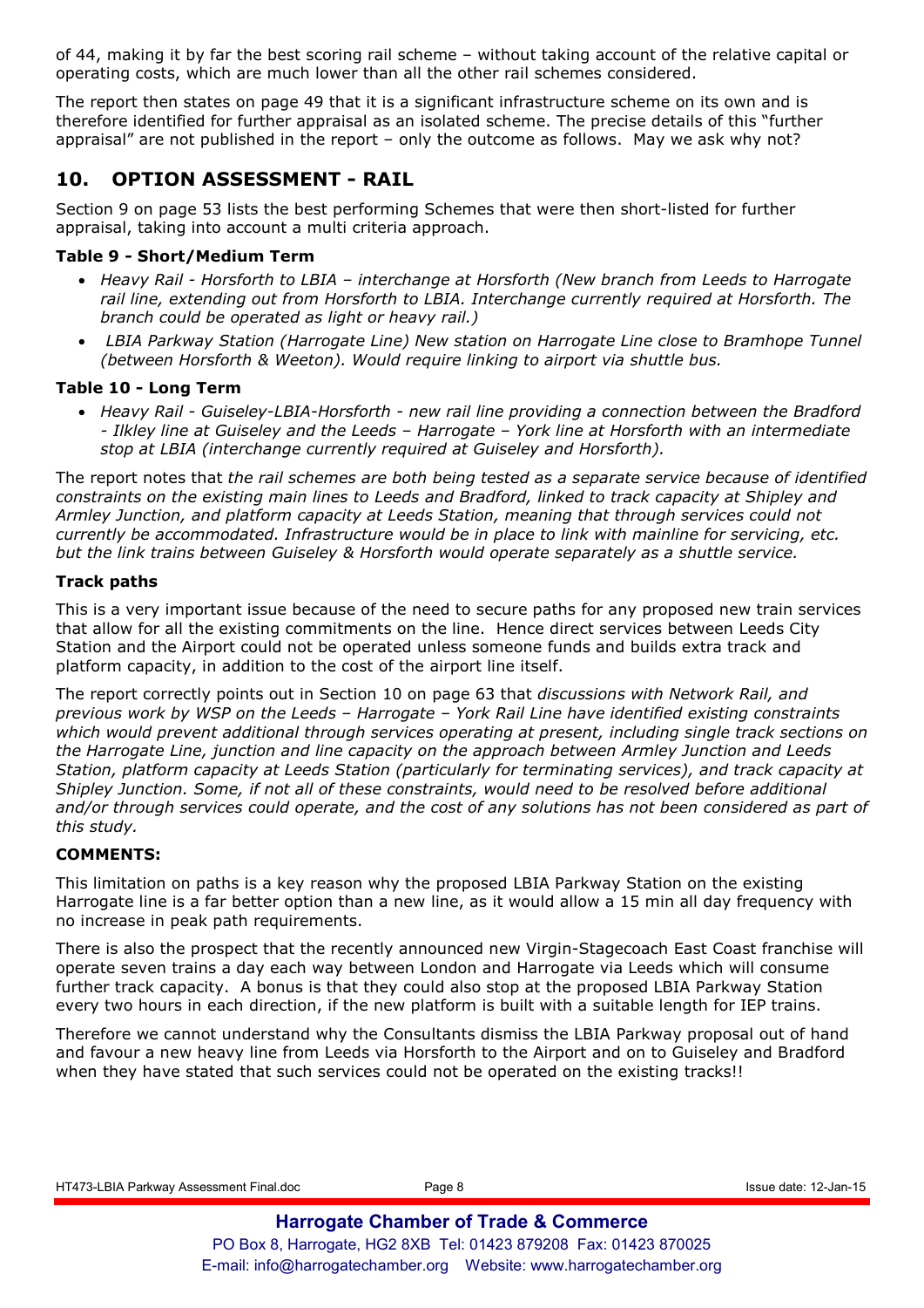of 44, making it by far the best scoring rail scheme – without taking account of the relative capital or operating costs, which are much lower than all the other rail schemes considered.

The report then states on page 49 that it is a significant infrastructure scheme on its own and is therefore identified for further appraisal as an isolated scheme. The precise details of this "further appraisal" are not published in the report – only the outcome as follows. May we ask why not?

## 10. OPTION ASSESSMENT - RAIL

Section 9 on page 53 lists the best performing Schemes that were then short-listed for further appraisal, taking into account a multi criteria approach.

### Table 9 - Short/Medium Term

- *Heavy Rail - Horsforth to LBIA – interchange at Horsforth (New branch from Leeds to Harrogate rail line, extending out from Horsforth to LBIA. Interchange currently required at Horsforth. The branch could be operated as light or heavy rail.)*
- *LBIA Parkway Station (Harrogate Line) New station on Harrogate Line close to Bramhope Tunnel (between Horsforth & Weeton). Would require linking to airport via shuttle bus.*

### Table 10 - Long Term

- *Heavy Rail - Guiseley-LBIA-Horsforth - new rail line providing a connection between the Bradford - Ilkley line at Guiseley and the Leeds – Harrogate – York line at Horsforth with an intermediate stop at LBIA (interchange currently required at Guiseley and Horsforth).*

The report notes that *the rail schemes are both being tested as a separate service because of identified constraints on the existing main lines to Leeds and Bradford, linked to track capacity at Shipley and Armley Junction, and platform capacity at Leeds Station, meaning that through services could not currently be accommodated. Infrastructure would be in place to link with mainline for servicing, etc. but the link trains between Guiseley & Horsforth would operate separately as a shuttle service.*

### Track paths

This is a very important issue because of the need to secure paths for any proposed new train services that allow for all the existing commitments on the line. Hence direct services between Leeds City Station and the Airport could not be operated unless someone funds and builds extra track and platform capacity, in addition to the cost of the airport line itself.

The report correctly points out in Section 10 on page 63 that *discussions with Network Rail, and previous work by WSP on the Leeds – Harrogate – York Rail Line have identified existing constraints which would prevent additional through services operating at present, including single track sections on the Harrogate Line, junction and line capacity on the approach between Armley Junction and Leeds Station, platform capacity at Leeds Station (particularly for terminating services), and track capacity at Shipley Junction. Some, if not all of these constraints, would need to be resolved before additional and/or through services could operate, and the cost of any solutions has not been considered as part of this study.*

### COMMENTS:

This limitation on paths is a key reason why the proposed LBIA Parkway Station on the existing Harrogate line is a far better option than a new line, as it would allow a 15 min all day frequency with no increase in peak path requirements.

There is also the prospect that the recently announced new Virgin-Stagecoach East Coast franchise will operate seven trains a day each way between London and Harrogate via Leeds which will consume further track capacity. A bonus is that they could also stop at the proposed LBIA Parkway Station every two hours in each direction, if the new platform is built with a suitable length for IEP trains.

Therefore we cannot understand why the Consultants dismiss the LBIA Parkway proposal out of hand and favour a new heavy line from Leeds via Horsforth to the Airport and on to Guiseley and Bradford when they have stated that such services could not be operated on the existing tracks!!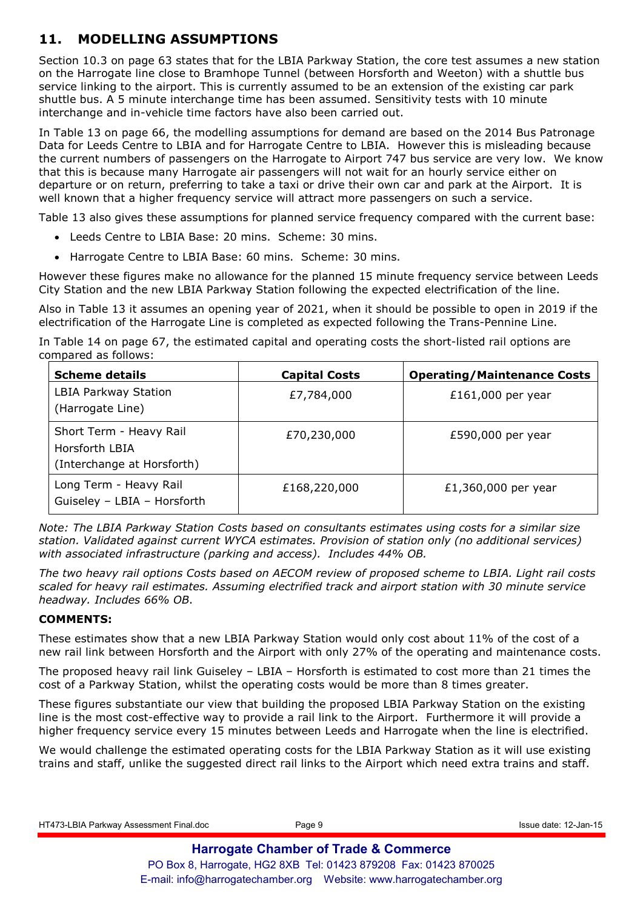## 11. MODELLING ASSUMPTIONS

Section 10.3 on page 63 states that for the LBIA Parkway Station, the core test assumes a new station on the Harrogate line close to Bramhope Tunnel (between Horsforth and Weeton) with a shuttle bus service linking to the airport. This is currently assumed to be an extension of the existing car park shuttle bus. A 5 minute interchange time has been assumed. Sensitivity tests with 10 minute interchange and in-vehicle time factors have also been carried out.

In Table 13 on page 66, the modelling assumptions for demand are based on the 2014 Bus Patronage Data for Leeds Centre to LBIA and for Harrogate Centre to LBIA. However this is misleading because the current numbers of passengers on the Harrogate to Airport 747 bus service are very low. We know that this is because many Harrogate air passengers will not wait for an hourly service either on departure or on return, preferring to take a taxi or drive their own car and park at the Airport. It is well known that a higher frequency service will attract more passengers on such a service.

Table 13 also gives these assumptions for planned service frequency compared with the current base:

- Leeds Centre to LBIA Base: 20 mins. Scheme: 30 mins.
- Harrogate Centre to LBIA Base: 60 mins. Scheme: 30 mins.

However these figures make no allowance for the planned 15 minute frequency service between Leeds City Station and the new LBIA Parkway Station following the expected electrification of the line.

Also in Table 13 it assumes an opening year of 2021, when it should be possible to open in 2019 if the electrification of the Harrogate Line is completed as expected following the Trans-Pennine Line.

In Table 14 on page 67, the estimated capital and operating costs the short-listed rail options are compared as follows:

| Scheme details | Capital Costs | Operating/Maintenance Costs |
|---|---|---|
| LBIA Parkway Station (Harrogate Line) | £7,784,000 | £161,000 per year |
| Short Term - Heavy Rail Horsforth LBIA (Interchange at Horsforth) | £70,230,000 | £590,000 per year |
| Long Term - Heavy Rail Guiseley – LBIA – Horsforth | £168,220,000 | £1,360,000 per year |

*Note: The LBIA Parkway Station Costs based on consultants estimates using costs for a similar size station. Validated against current WYCA estimates. Provision of station only (no additional services) with associated infrastructure (parking and access). Includes 44% OB.*

*The two heavy rail options Costs based on AECOM review of proposed scheme to LBIA. Light rail costs scaled for heavy rail estimates. Assuming electrified track and airport station with 30 minute service headway. Includes 66% OB.*

**COMMENTS:**

These estimates show that a new LBIA Parkway Station would only cost about 11% of the cost of a new rail link between Horsforth and the Airport with only 27% of the operating and maintenance costs.

The proposed heavy rail link Guiseley – LBIA – Horsforth is estimated to cost more than 21 times the cost of a Parkway Station, whilst the operating costs would be more than 8 times greater.

These figures substantiate our view that building the proposed LBIA Parkway Station on the existing line is the most cost-effective way to provide a rail link to the Airport. Furthermore it will provide a higher frequency service every 15 minutes between Leeds and Harrogate when the line is electrified.

We would challenge the estimated operating costs for the LBIA Parkway Station as it will use existing trains and staff, unlike the suggested direct rail links to the Airport which need extra trains and staff.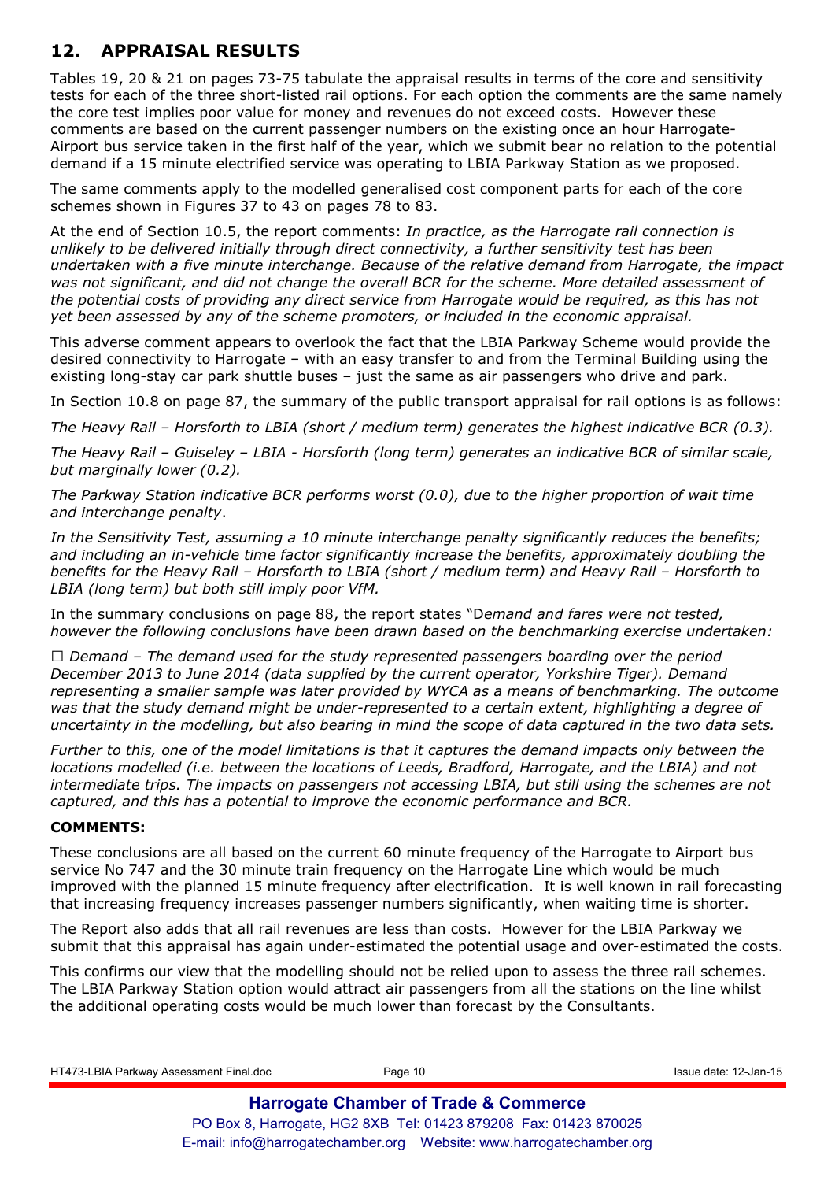## 12. APPRAISAL RESULTS

Tables 19, 20 & 21 on pages 73-75 tabulate the appraisal results in terms of the core and sensitivity tests for each of the three short-listed rail options. For each option the comments are the same namely the core test implies poor value for money and revenues do not exceed costs. However these comments are based on the current passenger numbers on the existing once an hour Harrogate-Airport bus service taken in the first half of the year, which we submit bear no relation to the potential demand if a 15 minute electrified service was operating to LBIA Parkway Station as we proposed.

The same comments apply to the modelled generalised cost component parts for each of the core schemes shown in Figures 37 to 43 on pages 78 to 83.

At the end of Section 10.5, the report comments: *In practice, as the Harrogate rail connection is unlikely to be delivered initially through direct connectivity, a further sensitivity test has been undertaken with a five minute interchange. Because of the relative demand from Harrogate, the impact was not significant, and did not change the overall BCR for the scheme. More detailed assessment of the potential costs of providing any direct service from Harrogate would be required, as this has not yet been assessed by any of the scheme promoters, or included in the economic appraisal.*

This adverse comment appears to overlook the fact that the LBIA Parkway Scheme would provide the desired connectivity to Harrogate – with an easy transfer to and from the Terminal Building using the existing long-stay car park shuttle buses – just the same as air passengers who drive and park.

In Section 10.8 on page 87, the summary of the public transport appraisal for rail options is as follows:

*The Heavy Rail – Horsforth to LBIA (short / medium term) generates the highest indicative BCR (0.3).*

*The Heavy Rail – Guiseley – LBIA - Horsforth (long term) generates an indicative BCR of similar scale, but marginally lower (0.2).*

*The Parkway Station indicative BCR performs worst (0.0), due to the higher proportion of wait time and interchange penalty*.

*In the Sensitivity Test, assuming a 10 minute interchange penalty significantly reduces the benefits; and including an in-vehicle time factor significantly increase the benefits, approximately doubling the benefits for the Heavy Rail – Horsforth to LBIA (short / medium term) and Heavy Rail – Horsforth to LBIA (long term) but both still imply poor VfM.*

In the summary conclusions on page 88, the report states "D*emand and fares were not tested, however the following conclusions have been drawn based on the benchmarking exercise undertaken:*

☐ *Demand – The demand used for the study represented passengers boarding over the period December 2013 to June 2014 (data supplied by the current operator, Yorkshire Tiger). Demand representing a smaller sample was later provided by WYCA as a means of benchmarking. The outcome was that the study demand might be under-represented to a certain extent, highlighting a degree of uncertainty in the modelling, but also bearing in mind the scope of data captured in the two data sets.*

*Further to this, one of the model limitations is that it captures the demand impacts only between the locations modelled (i.e. between the locations of Leeds, Bradford, Harrogate, and the LBIA) and not intermediate trips. The impacts on passengers not accessing LBIA, but still using the schemes are not captured, and this has a potential to improve the economic performance and BCR.*

**COMMENTS:**

These conclusions are all based on the current 60 minute frequency of the Harrogate to Airport bus service No 747 and the 30 minute train frequency on the Harrogate Line which would be much improved with the planned 15 minute frequency after electrification. It is well known in rail forecasting that increasing frequency increases passenger numbers significantly, when waiting time is shorter.

The Report also adds that all rail revenues are less than costs. However for the LBIA Parkway we submit that this appraisal has again under-estimated the potential usage and over-estimated the costs.

This confirms our view that the modelling should not be relied upon to assess the three rail schemes. The LBIA Parkway Station option would attract air passengers from all the stations on the line whilst the additional operating costs would be much lower than forecast by the Consultants.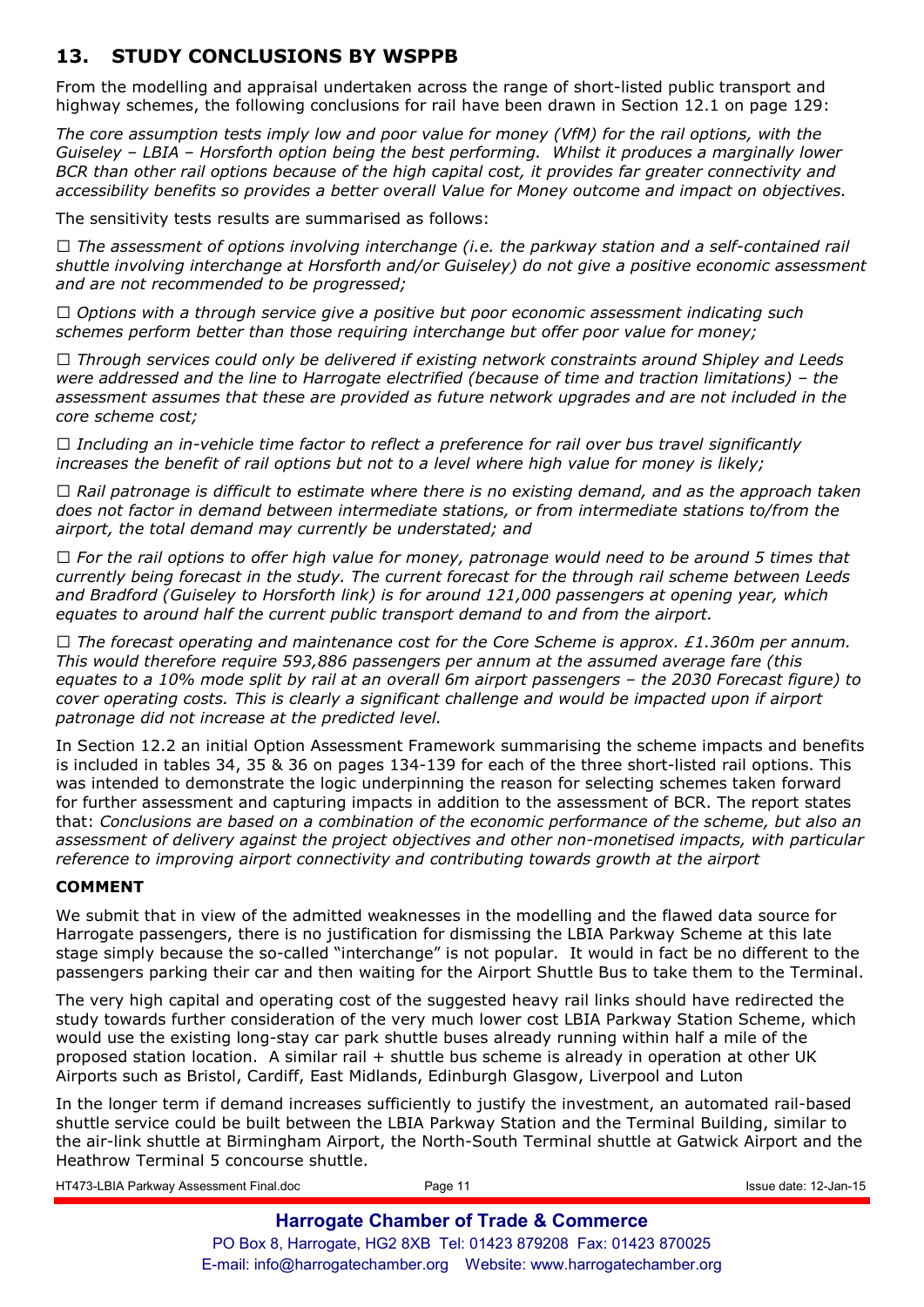## 13. STUDY CONCLUSIONS BY WSPPB

From the modelling and appraisal undertaken across the range of short-listed public transport and highway schemes, the following conclusions for rail have been drawn in Section 12.1 on page 129:

*The core assumption tests imply low and poor value for money (VfM) for the rail options, with the Guiseley – LBIA – Horsforth option being the best performing. Whilst it produces a marginally lower BCR than other rail options because of the high capital cost, it provides far greater connectivity and accessibility benefits so provides a better overall Value for Money outcome and impact on objectives.*

The sensitivity tests results are summarised as follows:

- *The assessment of options involving interchange (i.e. the parkway station and a self-contained rail shuttle involving interchange at Horsforth and/or Guiseley) do not give a positive economic assessment and are not recommended to be progressed;*
- *Options with a through service give a positive but poor economic assessment indicating such schemes perform better than those requiring interchange but offer poor value for money;*
- *Through services could only be delivered if existing network constraints around Shipley and Leeds were addressed and the line to Harrogate electrified (because of time and traction limitations) – the assessment assumes that these are provided as future network upgrades and are not included in the core scheme cost;*
- *Including an in-vehicle time factor to reflect a preference for rail over bus travel significantly increases the benefit of rail options but not to a level where high value for money is likely;*
- *Rail patronage is difficult to estimate where there is no existing demand, and as the approach taken does not factor in demand between intermediate stations, or from intermediate stations to/from the airport, the total demand may currently be understated; and*
- *For the rail options to offer high value for money, patronage would need to be around 5 times that currently being forecast in the study. The current forecast for the through rail scheme between Leeds and Bradford (Guiseley to Horsforth link) is for around 121,000 passengers at opening year, which equates to around half the current public transport demand to and from the airport.*
- *The forecast operating and maintenance cost for the Core Scheme is approx. £1.360m per annum. This would therefore require 593,886 passengers per annum at the assumed average fare (this equates to a 10% mode split by rail at an overall 6m airport passengers – the 2030 Forecast figure) to cover operating costs. This is clearly a significant challenge and would be impacted upon if airport patronage did not increase at the predicted level.*

In Section 12.2 an initial Option Assessment Framework summarising the scheme impacts and benefits is included in tables 34, 35 & 36 on pages 134-139 for each of the three short-listed rail options. This was intended to demonstrate the logic underpinning the reason for selecting schemes taken forward for further assessment and capturing impacts in addition to the assessment of BCR. The report states that: *Conclusions are based on a combination of the economic performance of the scheme, but also an assessment of delivery against the project objectives and other non-monetised impacts, with particular reference to improving airport connectivity and contributing towards growth at the airport*

### COMMENT

We submit that in view of the admitted weaknesses in the modelling and the flawed data source for Harrogate passengers, there is no justification for dismissing the LBIA Parkway Scheme at this late stage simply because the so-called "interchange" is not popular. It would in fact be no different to the passengers parking their car and then waiting for the Airport Shuttle Bus to take them to the Terminal.

The very high capital and operating cost of the suggested heavy rail links should have redirected the study towards further consideration of the very much lower cost LBIA Parkway Station Scheme, which would use the existing long-stay car park shuttle buses already running within half a mile of the proposed station location. A similar rail + shuttle bus scheme is already in operation at other UK Airports such as Bristol, Cardiff, East Midlands, Edinburgh Glasgow, Liverpool and Luton

In the longer term if demand increases sufficiently to justify the investment, an automated rail-based shuttle service could be built between the LBIA Parkway Station and the Terminal Building, similar to the air-link shuttle at Birmingham Airport, the North-South Terminal shuttle at Gatwick Airport and the Heathrow Terminal 5 concourse shuttle.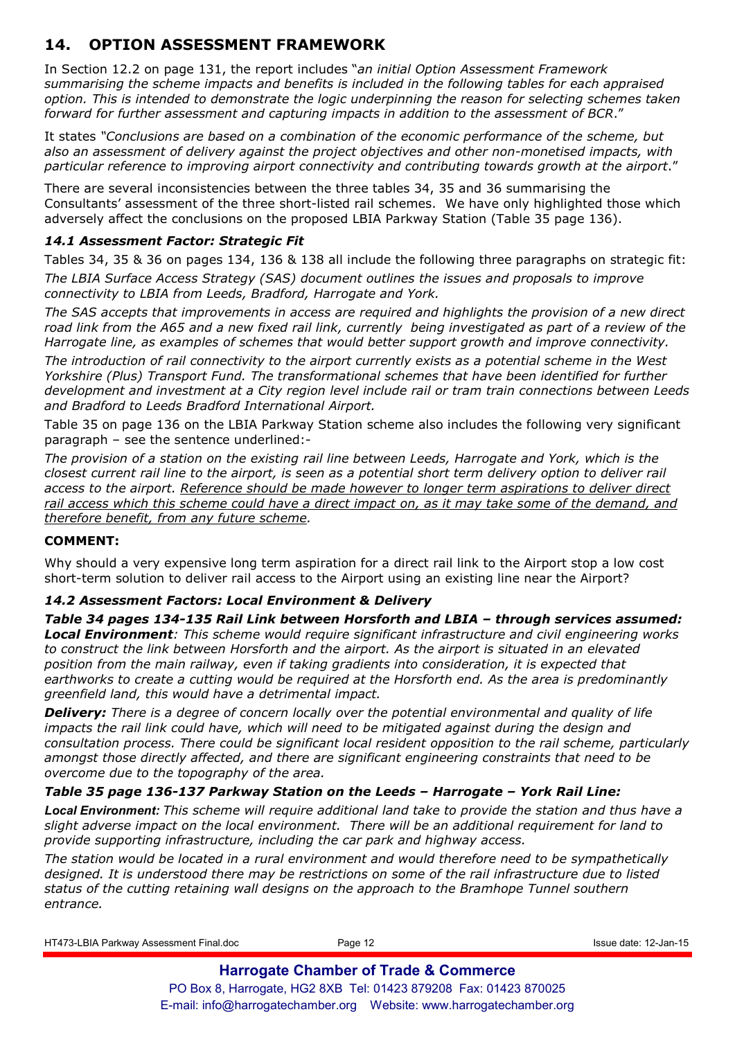## 14. OPTION ASSESSMENT FRAMEWORK

In Section 12.2 on page 131, the report includes "*an initial Option Assessment Framework summarising the scheme impacts and benefits is included in the following tables for each appraised option. This is intended to demonstrate the logic underpinning the reason for selecting schemes taken forward for further assessment and capturing impacts in addition to the assessment of BCR*."

It states "*Conclusions are based on a combination of the economic performance of the scheme, but also an assessment of delivery against the project objectives and other non-monetised impacts, with particular reference to improving airport connectivity and contributing towards growth at the airport*."

There are several inconsistencies between the three tables 34, 35 and 36 summarising the Consultants' assessment of the three short-listed rail schemes. We have only highlighted those which adversely affect the conclusions on the proposed LBIA Parkway Station (Table 35 page 136).

### *14.1 Assessment Factor: Strategic Fit*

Tables 34, 35 & 36 on pages 134, 136 & 138 all include the following three paragraphs on strategic fit:

*The LBIA Surface Access Strategy (SAS) document outlines the issues and proposals to improve connectivity to LBIA from Leeds, Bradford, Harrogate and York.*

*The SAS accepts that improvements in access are required and highlights the provision of a new direct road link from the A65 and a new fixed rail link, currently being investigated as part of a review of the Harrogate line, as examples of schemes that would better support growth and improve connectivity.*

*The introduction of rail connectivity to the airport currently exists as a potential scheme in the West Yorkshire (Plus) Transport Fund. The transformational schemes that have been identified for further development and investment at a City region level include rail or tram train connections between Leeds and Bradford to Leeds Bradford International Airport.*

Table 35 on page 136 on the LBIA Parkway Station scheme also includes the following very significant paragraph – see the sentence underlined:-

*The provision of a station on the existing rail line between Leeds, Harrogate and York, which is the closest current rail line to the airport, is seen as a potential short term delivery option to deliver rail access to the airport. <u>Reference should be made however to longer term aspirations to deliver direct rail access which this scheme could have a direct impact on, as it may take some of the demand, and therefore benefit, from any future scheme</u>.*

**COMMENT:**

Why should a very expensive long term aspiration for a direct rail link to the Airport stop a low cost short-term solution to deliver rail access to the Airport using an existing line near the Airport?

### *14.2 Assessment Factors: Local Environment & Delivery*

***Table 34 pages 134-135 Rail Link between Horsforth and LBIA – through services assumed:***

***Local Environment****: This scheme would require significant infrastructure and civil engineering works to construct the link between Horsforth and the airport. As the airport is situated in an elevated position from the main railway, even if taking gradients into consideration, it is expected that earthworks to create a cutting would be required at the Horsforth end. As the area is predominantly greenfield land, this would have a detrimental impact.*

***Delivery:*** *There is a degree of concern locally over the potential environmental and quality of life impacts the rail link could have, which will need to be mitigated against during the design and consultation process. There could be significant local resident opposition to the rail scheme, particularly amongst those directly affected, and there are significant engineering constraints that need to be overcome due to the topography of the area.*

***Table 35 page 136-137 Parkway Station on the Leeds – Harrogate – York Rail Line:***

***Local Environment:*** *This scheme will require additional land take to provide the station and thus have a slight adverse impact on the local environment. There will be an additional requirement for land to provide supporting infrastructure, including the car park and highway access.*

*The station would be located in a rural environment and would therefore need to be sympathetically designed. It is understood there may be restrictions on some of the rail infrastructure due to listed status of the cutting retaining wall designs on the approach to the Bramhope Tunnel southern entrance.*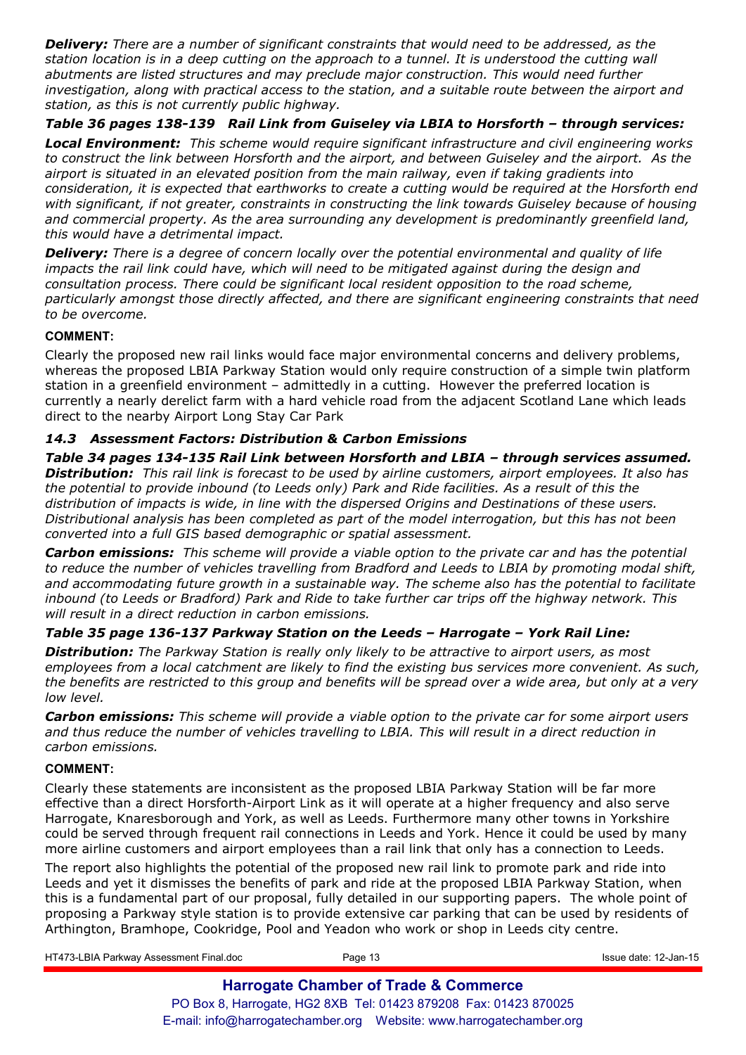***Delivery:*** *There are a number of significant constraints that would need to be addressed, as the station location is in a deep cutting on the approach to a tunnel. It is understood the cutting wall abutments are listed structures and may preclude major construction. This would need further investigation, along with practical access to the station, and a suitable route between the airport and station, as this is not currently public highway.*

### *Table 36 pages 138-139 Rail Link from Guiseley via LBIA to Horsforth – through services:*

***Local Environment:*** *This scheme would require significant infrastructure and civil engineering works to construct the link between Horsforth and the airport, and between Guiseley and the airport. As the airport is situated in an elevated position from the main railway, even if taking gradients into consideration, it is expected that earthworks to create a cutting would be required at the Horsforth end with significant, if not greater, constraints in constructing the link towards Guiseley because of housing and commercial property. As the area surrounding any development is predominantly greenfield land, this would have a detrimental impact.*

***Delivery:*** *There is a degree of concern locally over the potential environmental and quality of life impacts the rail link could have, which will need to be mitigated against during the design and consultation process. There could be significant local resident opposition to the road scheme, particularly amongst those directly affected, and there are significant engineering constraints that need to be overcome.*

**COMMENT:**

Clearly the proposed new rail links would face major environmental concerns and delivery problems, whereas the proposed LBIA Parkway Station would only require construction of a simple twin platform station in a greenfield environment – admittedly in a cutting. However the preferred location is currently a nearly derelict farm with a hard vehicle road from the adjacent Scotland Lane which leads direct to the nearby Airport Long Stay Car Park

### *14.3 Assessment Factors: Distribution & Carbon Emissions*

### *Table 34 pages 134-135 Rail Link between Horsforth and LBIA – through services assumed.*

***Distribution:*** *This rail link is forecast to be used by airline customers, airport employees. It also has the potential to provide inbound (to Leeds only) Park and Ride facilities. As a result of this the distribution of impacts is wide, in line with the dispersed Origins and Destinations of these users. Distributional analysis has been completed as part of the model interrogation, but this has not been converted into a full GIS based demographic or spatial assessment.*

***Carbon emissions:*** *This scheme will provide a viable option to the private car and has the potential to reduce the number of vehicles travelling from Bradford and Leeds to LBIA by promoting modal shift, and accommodating future growth in a sustainable way. The scheme also has the potential to facilitate inbound (to Leeds or Bradford) Park and Ride to take further car trips off the highway network. This will result in a direct reduction in carbon emissions.*

### *Table 35 page 136-137 Parkway Station on the Leeds – Harrogate – York Rail Line:*

***Distribution:*** *The Parkway Station is really only likely to be attractive to airport users, as most employees from a local catchment are likely to find the existing bus services more convenient. As such, the benefits are restricted to this group and benefits will be spread over a wide area, but only at a very low level.*

***Carbon emissions:*** *This scheme will provide a viable option to the private car for some airport users and thus reduce the number of vehicles travelling to LBIA. This will result in a direct reduction in carbon emissions.*

**COMMENT:**

Clearly these statements are inconsistent as the proposed LBIA Parkway Station will be far more effective than a direct Horsforth-Airport Link as it will operate at a higher frequency and also serve Harrogate, Knaresborough and York, as well as Leeds. Furthermore many other towns in Yorkshire could be served through frequent rail connections in Leeds and York. Hence it could be used by many more airline customers and airport employees than a rail link that only has a connection to Leeds.

The report also highlights the potential of the proposed new rail link to promote park and ride into Leeds and yet it dismisses the benefits of park and ride at the proposed LBIA Parkway Station, when this is a fundamental part of our proposal, fully detailed in our supporting papers. The whole point of proposing a Parkway style station is to provide extensive car parking that can be used by residents of Arthington, Bramhope, Cookridge, Pool and Yeadon who work or shop in Leeds city centre.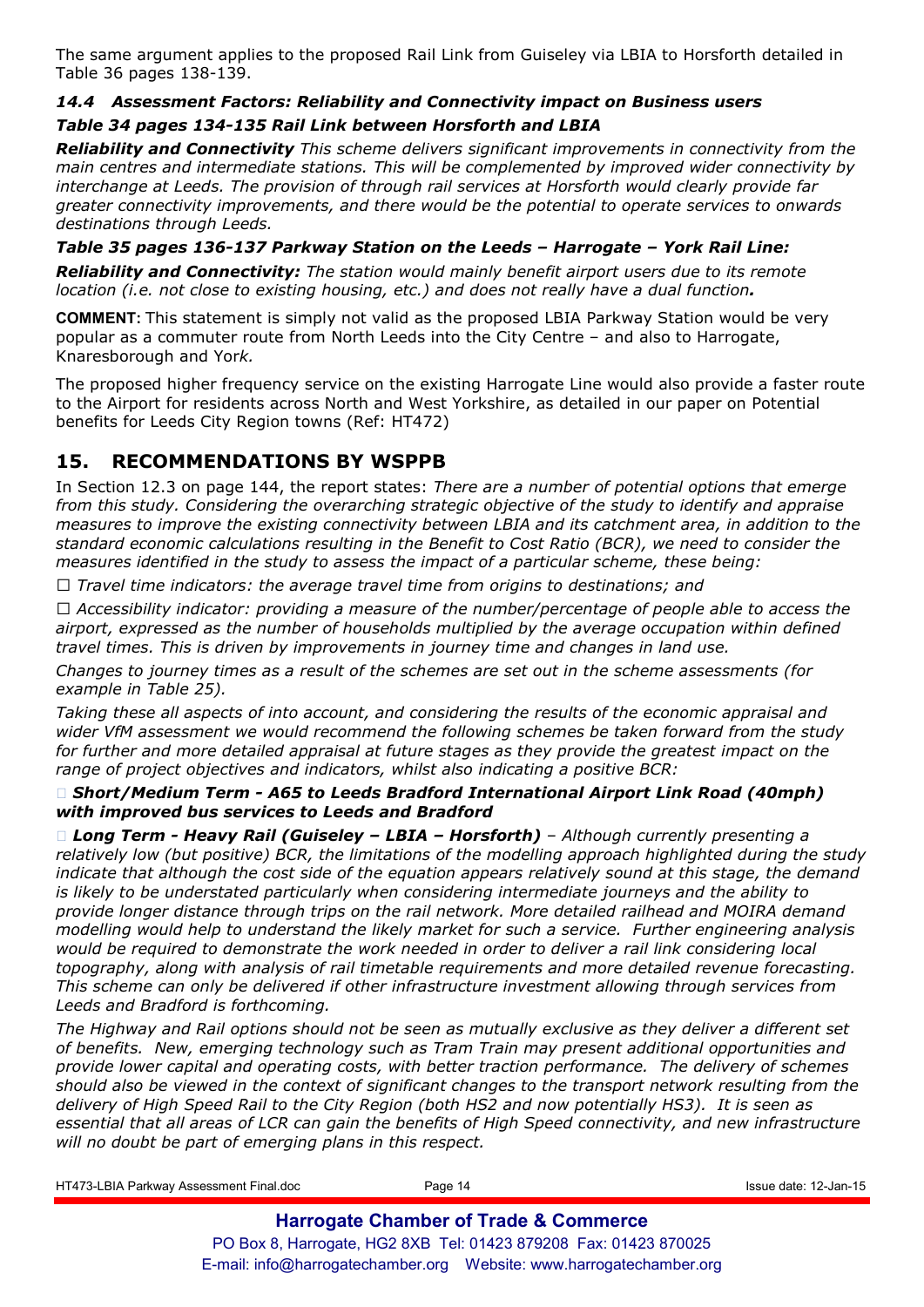The same argument applies to the proposed Rail Link from Guiseley via LBIA to Horsforth detailed in Table 36 pages 138-139.

### *14.4 Assessment Factors: Reliability and Connectivity impact on Business users*

### *Table 34 pages 134-135 Rail Link between Horsforth and LBIA*

***Reliability and Connectivity*** *This scheme delivers significant improvements in connectivity from the main centres and intermediate stations. This will be complemented by improved wider connectivity by interchange at Leeds. The provision of through rail services at Horsforth would clearly provide far greater connectivity improvements, and there would be the potential to operate services to onwards destinations through Leeds.*

### *Table 35 pages 136-137 Parkway Station on the Leeds – Harrogate – York Rail Line:*

***Reliability and Connectivity:*** *The station would mainly benefit airport users due to its remote location (i.e. not close to existing housing, etc.) and does not really have a dual function.*

**COMMENT:** This statement is simply not valid as the proposed LBIA Parkway Station would be very popular as a commuter route from North Leeds into the City Centre – and also to Harrogate, Knaresborough and York.

The proposed higher frequency service on the existing Harrogate Line would also provide a faster route to the Airport for residents across North and West Yorkshire, as detailed in our paper on Potential benefits for Leeds City Region towns (Ref: HT472)

## 15. RECOMMENDATIONS BY WSPPB

In Section 12.3 on page 144, the report states: *There are a number of potential options that emerge from this study. Considering the overarching strategic objective of the study to identify and appraise measures to improve the existing connectivity between LBIA and its catchment area, in addition to the standard economic calculations resulting in the Benefit to Cost Ratio (BCR), we need to consider the measures identified in the study to assess the impact of a particular scheme, these being:*

- *Travel time indicators: the average travel time from origins to destinations; and*
- *Accessibility indicator: providing a measure of the number/percentage of people able to access the airport, expressed as the number of households multiplied by the average occupation within defined travel times. This is driven by improvements in journey time and changes in land use.*

*Changes to journey times as a result of the schemes are set out in the scheme assessments (for example in Table 25).*

*Taking these all aspects of into account, and considering the results of the economic appraisal and wider VfM assessment we would recommend the following schemes be taken forward from the study for further and more detailed appraisal at future stages as they provide the greatest impact on the range of project objectives and indicators, whilst also indicating a positive BCR:*

- ***Short/Medium Term - A65 to Leeds Bradford International Airport Link Road (40mph) with improved bus services to Leeds and Bradford***
- ***Long Term - Heavy Rail (Guiseley – LBIA – Horsforth)*** *– Although currently presenting a relatively low (but positive) BCR, the limitations of the modelling approach highlighted during the study indicate that although the cost side of the equation appears relatively sound at this stage, the demand is likely to be understated particularly when considering intermediate journeys and the ability to provide longer distance through trips on the rail network. More detailed railhead and MOIRA demand modelling would help to understand the likely market for such a service. Further engineering analysis would be required to demonstrate the work needed in order to deliver a rail link considering local topography, along with analysis of rail timetable requirements and more detailed revenue forecasting. This scheme can only be delivered if other infrastructure investment allowing through services from Leeds and Bradford is forthcoming.*

*The Highway and Rail options should not be seen as mutually exclusive as they deliver a different set of benefits. New, emerging technology such as Tram Train may present additional opportunities and provide lower capital and operating costs, with better traction performance. The delivery of schemes should also be viewed in the context of significant changes to the transport network resulting from the delivery of High Speed Rail to the City Region (both HS2 and now potentially HS3). It is seen as essential that all areas of LCR can gain the benefits of High Speed connectivity, and new infrastructure will no doubt be part of emerging plans in this respect.*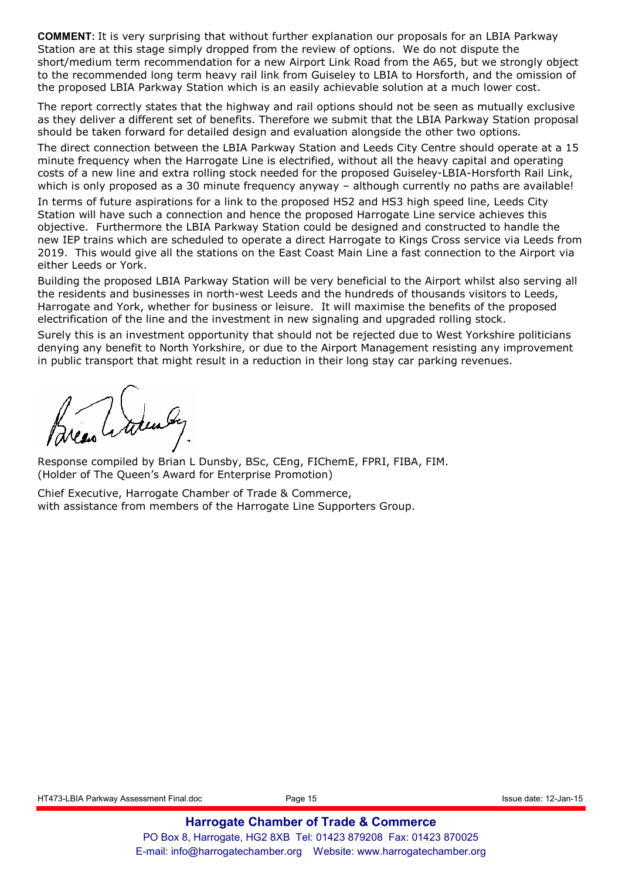**COMMENT:** It is very surprising that without further explanation our proposals for an LBIA Parkway Station are at this stage simply dropped from the review of options. We do not dispute the short/medium term recommendation for a new Airport Link Road from the A65, but we strongly object to the recommended long term heavy rail link from Guiseley to LBIA to Horsforth, and the omission of the proposed LBIA Parkway Station which is an easily achievable solution at a much lower cost.

The report correctly states that the highway and rail options should not be seen as mutually exclusive as they deliver a different set of benefits. Therefore we submit that the LBIA Parkway Station proposal should be taken forward for detailed design and evaluation alongside the other two options.

The direct connection between the LBIA Parkway Station and Leeds City Centre should operate at a 15 minute frequency when the Harrogate Line is electrified, without all the heavy capital and operating costs of a new line and extra rolling stock needed for the proposed Guiseley-LBIA-Horsforth Rail Link, which is only proposed as a 30 minute frequency anyway – although currently no paths are available!

In terms of future aspirations for a link to the proposed HS2 and HS3 high speed line, Leeds City Station will have such a connection and hence the proposed Harrogate Line service achieves this objective. Furthermore the LBIA Parkway Station could be designed and constructed to handle the new IEP trains which are scheduled to operate a direct Harrogate to Kings Cross service via Leeds from 2019. This would give all the stations on the East Coast Main Line a fast connection to the Airport via either Leeds or York.

Building the proposed LBIA Parkway Station will be very beneficial to the Airport whilst also serving all the residents and businesses in north-west Leeds and the hundreds of thousands visitors to Leeds, Harrogate and York, whether for business or leisure. It will maximise the benefits of the proposed electrification of the line and the investment in new signaling and upgraded rolling stock.

Surely this is an investment opportunity that should not be rejected due to West Yorkshire politicians denying any benefit to North Yorkshire, or due to the Airport Management resisting any improvement in public transport that might result in a reduction in their long stay car parking revenues.

Response compiled by Brian L Dunsby, BSc, CEng, FIChemE, FPRI, FIBA, FIM.
(Holder of The Queen's Award for Enterprise Promotion)

Chief Executive, Harrogate Chamber of Trade & Commerce,
with assistance from members of the Harrogate Line Supporters Group.